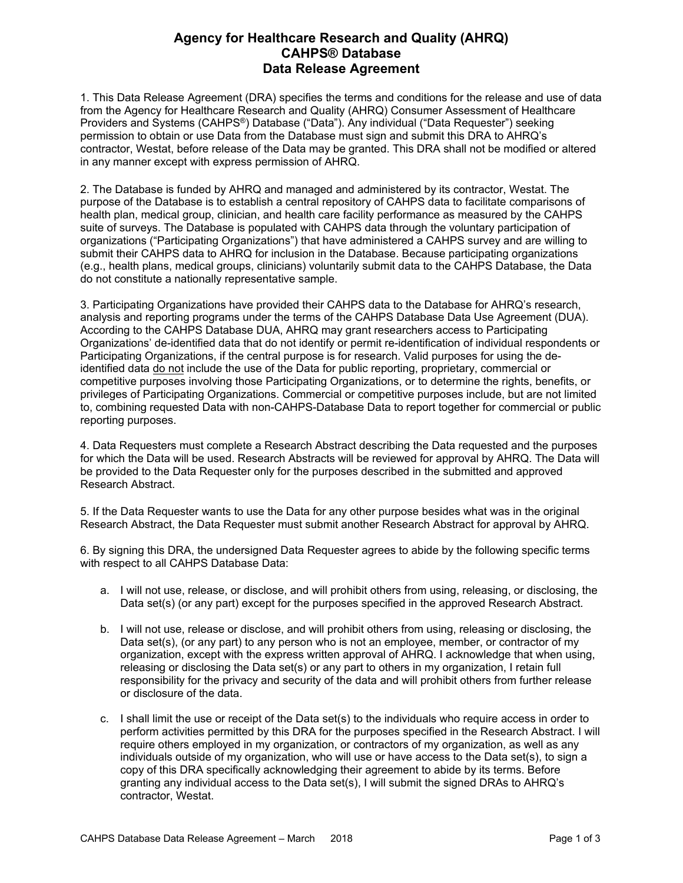# Agency for Healthcare Research and Quality (AHRQ)
# CAHPS® Database
# Data Release Agreement

1. This Data Release Agreement (DRA) specifies the terms and conditions for the release and use of data from the Agency for Healthcare Research and Quality (AHRQ) Consumer Assessment of Healthcare Providers and Systems (CAHPS®) Database ("Data"). Any individual ("Data Requester") seeking permission to obtain or use Data from the Database must sign and submit this DRA to AHRQ's contractor, Westat, before release of the Data may be granted. This DRA shall not be modified or altered in any manner except with express permission of AHRQ.

2. The Database is funded by AHRQ and managed and administered by its contractor, Westat. The purpose of the Database is to establish a central repository of CAHPS data to facilitate comparisons of health plan, medical group, clinician, and health care facility performance as measured by the CAHPS suite of surveys. The Database is populated with CAHPS data through the voluntary participation of organizations ("Participating Organizations") that have administered a CAHPS survey and are willing to submit their CAHPS data to AHRQ for inclusion in the Database. Because participating organizations (e.g., health plans, medical groups, clinicians) voluntarily submit data to the CAHPS Database, the Data do not constitute a nationally representative sample.

3. Participating Organizations have provided their CAHPS data to the Database for AHRQ's research, analysis and reporting programs under the terms of the CAHPS Database Data Use Agreement (DUA). According to the CAHPS Database DUA, AHRQ may grant researchers access to Participating Organizations' de-identified data that do not identify or permit re-identification of individual respondents or Participating Organizations, if the central purpose is for research. Valid purposes for using the de-identified data <u>do not</u> include the use of the Data for public reporting, proprietary, commercial or competitive purposes involving those Participating Organizations, or to determine the rights, benefits, or privileges of Participating Organizations. Commercial or competitive purposes include, but are not limited to, combining requested Data with non-CAHPS-Database Data to report together for commercial or public reporting purposes.

4. Data Requesters must complete a Research Abstract describing the Data requested and the purposes for which the Data will be used. Research Abstracts will be reviewed for approval by AHRQ. The Data will be provided to the Data Requester only for the purposes described in the submitted and approved Research Abstract.

5. If the Data Requester wants to use the Data for any other purpose besides what was in the original Research Abstract, the Data Requester must submit another Research Abstract for approval by AHRQ.

6. By signing this DRA, the undersigned Data Requester agrees to abide by the following specific terms with respect to all CAHPS Database Data:

a. I will not use, release, or disclose, and will prohibit others from using, releasing, or disclosing, the Data set(s) (or any part) except for the purposes specified in the approved Research Abstract.

b. I will not use, release or disclose, and will prohibit others from using, releasing or disclosing, the Data set(s), (or any part) to any person who is not an employee, member, or contractor of my organization, except with the express written approval of AHRQ. I acknowledge that when using, releasing or disclosing the Data set(s) or any part to others in my organization, I retain full responsibility for the privacy and security of the data and will prohibit others from further release or disclosure of the data.

c. I shall limit the use or receipt of the Data set(s) to the individuals who require access in order to perform activities permitted by this DRA for the purposes specified in the Research Abstract. I will require others employed in my organization, or contractors of my organization, as well as any individuals outside of my organization, who will use or have access to the Data set(s), to sign a copy of this DRA specifically acknowledging their agreement to abide by its terms. Before granting any individual access to the Data set(s), I will submit the signed DRAs to AHRQ's contractor, Westat.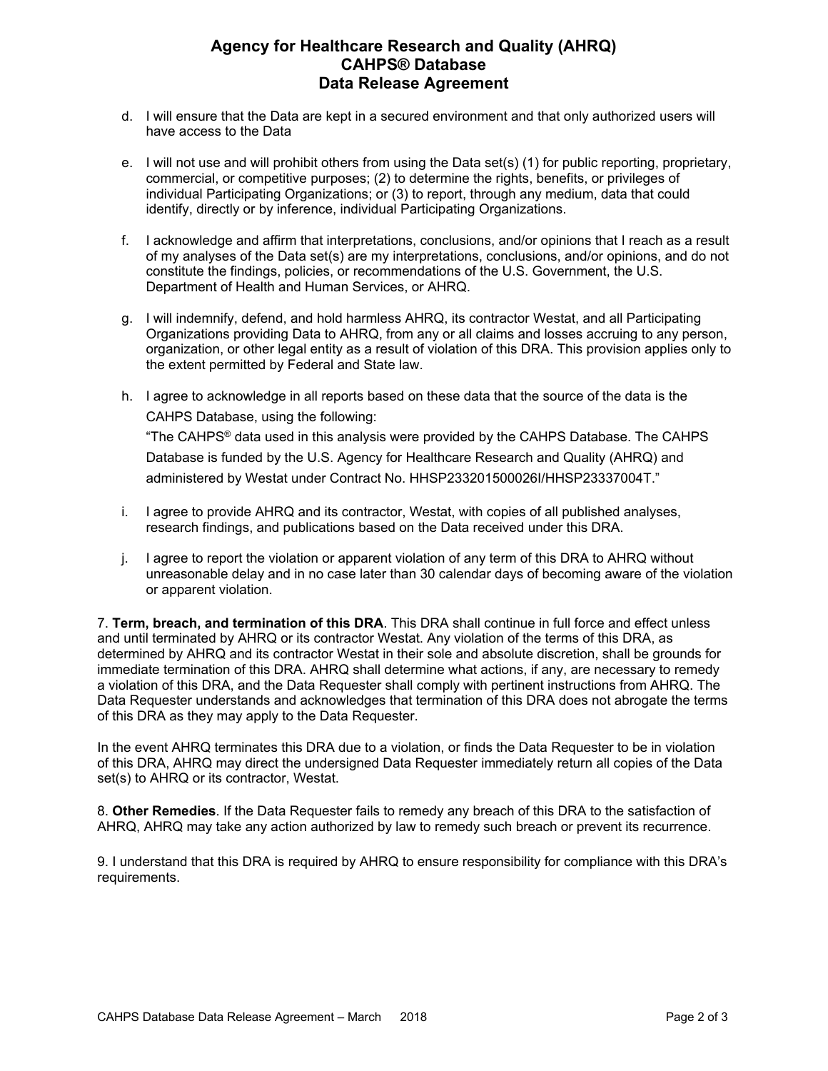d. I will ensure that the Data are kept in a secured environment and that only authorized users will have access to the Data

e. I will not use and will prohibit others from using the Data set(s) (1) for public reporting, proprietary, commercial, or competitive purposes; (2) to determine the rights, benefits, or privileges of individual Participating Organizations; or (3) to report, through any medium, data that could identify, directly or by inference, individual Participating Organizations.

f. I acknowledge and affirm that interpretations, conclusions, and/or opinions that I reach as a result of my analyses of the Data set(s) are my interpretations, conclusions, and/or opinions, and do not constitute the findings, policies, or recommendations of the U.S. Government, the U.S. Department of Health and Human Services, or AHRQ.

g. I will indemnify, defend, and hold harmless AHRQ, its contractor Westat, and all Participating Organizations providing Data to AHRQ, from any or all claims and losses accruing to any person, organization, or other legal entity as a result of violation of this DRA. This provision applies only to the extent permitted by Federal and State law.

h. I agree to acknowledge in all reports based on these data that the source of the data is the CAHPS Database, using the following:
"The CAHPS® data used in this analysis were provided by the CAHPS Database. The CAHPS Database is funded by the U.S. Agency for Healthcare Research and Quality (AHRQ) and administered by Westat under Contract No. HHSP233201500026I/HHSP23337004T."

i. I agree to provide AHRQ and its contractor, Westat, with copies of all published analyses, research findings, and publications based on the Data received under this DRA.

j. I agree to report the violation or apparent violation of any term of this DRA to AHRQ without unreasonable delay and in no case later than 30 calendar days of becoming aware of the violation or apparent violation.

7. **Term, breach, and termination of this DRA**. This DRA shall continue in full force and effect unless and until terminated by AHRQ or its contractor Westat. Any violation of the terms of this DRA, as determined by AHRQ and its contractor Westat in their sole and absolute discretion, shall be grounds for immediate termination of this DRA. AHRQ shall determine what actions, if any, are necessary to remedy a violation of this DRA, and the Data Requester shall comply with pertinent instructions from AHRQ. The Data Requester understands and acknowledges that termination of this DRA does not abrogate the terms of this DRA as they may apply to the Data Requester.

In the event AHRQ terminates this DRA due to a violation, or finds the Data Requester to be in violation of this DRA, AHRQ may direct the undersigned Data Requester immediately return all copies of the Data set(s) to AHRQ or its contractor, Westat.

8. **Other Remedies**. If the Data Requester fails to remedy any breach of this DRA to the satisfaction of AHRQ, AHRQ may take any action authorized by law to remedy such breach or prevent its recurrence.

9. I understand that this DRA is required by AHRQ to ensure responsibility for compliance with this DRA's requirements.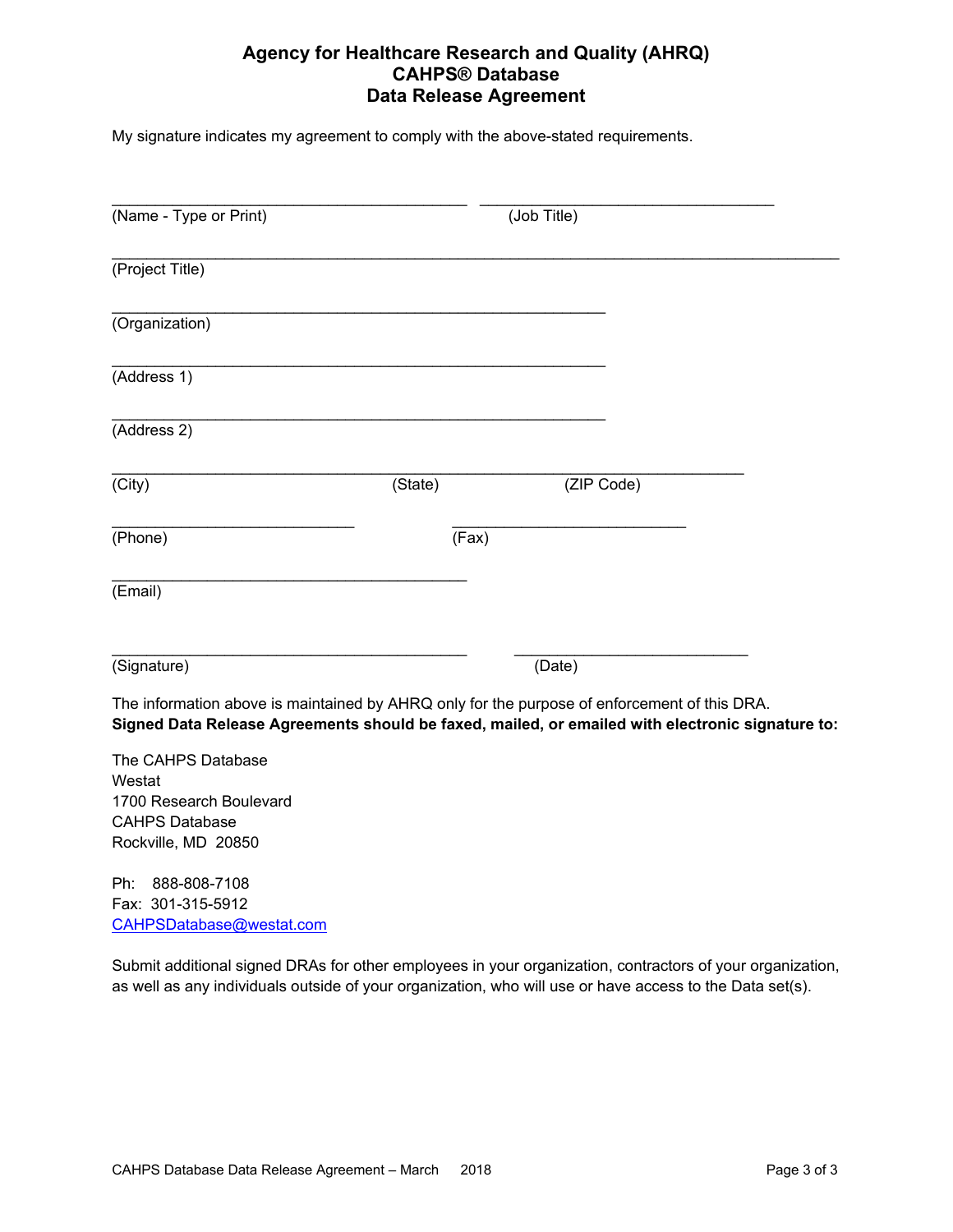# Agency for Healthcare Research and Quality (AHRQ)
# CAHPS® Database
# Data Release Agreement

My signature indicates my agreement to comply with the above-stated requirements.

\_\_\_\_\_\_\_\_\_\_\_\_\_\_\_\_\_\_\_\_\_\_\_\_\_\_\_\_\_\_\_\_\_\_\_\_\_\_\_\_ \_\_\_\_\_\_\_\_\_\_\_\_\_\_\_\_\_\_\_\_\_\_\_\_\_\_\_\_\_\_\_\_\_\_\_\_
(Name - Type or Print) (Job Title)

\_\_\_\_\_\_\_\_\_\_\_\_\_\_\_\_\_\_\_\_\_\_\_\_\_\_\_\_\_\_\_\_\_\_\_\_\_\_\_\_\_\_\_\_\_\_\_\_\_\_\_\_\_\_\_\_\_\_\_\_\_\_\_\_\_\_\_\_\_\_\_\_\_\_\_\_\_\_
(Project Title)

\_\_\_\_\_\_\_\_\_\_\_\_\_\_\_\_\_\_\_\_\_\_\_\_\_\_\_\_\_\_\_\_\_\_\_\_\_\_\_\_\_\_\_\_\_\_\_\_\_\_\_\_\_\_
(Organization)

\_\_\_\_\_\_\_\_\_\_\_\_\_\_\_\_\_\_\_\_\_\_\_\_\_\_\_\_\_\_\_\_\_\_\_\_\_\_\_\_\_\_\_\_\_\_\_\_\_\_\_\_\_\_
(Address 1)

\_\_\_\_\_\_\_\_\_\_\_\_\_\_\_\_\_\_\_\_\_\_\_\_\_\_\_\_\_\_\_\_\_\_\_\_\_\_\_\_\_\_\_\_\_\_\_\_\_\_\_\_\_\_
(Address 2)

\_\_\_\_\_\_\_\_\_\_\_\_\_\_\_\_\_\_\_\_\_\_\_\_\_\_\_\_\_\_\_\_\_\_\_\_\_\_\_\_\_\_\_\_\_\_\_\_\_\_\_\_\_\_\_\_\_\_\_\_\_\_\_\_\_\_\_\_\_\_
(City) (State) (ZIP Code)

\_\_\_\_\_\_\_\_\_\_\_\_\_\_\_\_\_\_\_\_\_\_\_\_\_\_\_\_ \_\_\_\_\_\_\_\_\_\_\_\_\_\_\_\_\_\_\_\_\_\_\_\_\_\_\_\_
(Phone) (Fax)

\_\_\_\_\_\_\_\_\_\_\_\_\_\_\_\_\_\_\_\_\_\_\_\_\_\_\_\_\_\_\_\_\_\_\_\_\_\_\_\_
(Email)

\_\_\_\_\_\_\_\_\_\_\_\_\_\_\_\_\_\_\_\_\_\_\_\_\_\_\_\_\_\_\_\_\_\_\_\_\_\_\_\_ \_\_\_\_\_\_\_\_\_\_\_\_\_\_\_\_\_\_\_\_\_\_\_\_\_\_\_\_
(Signature) (Date)

The information above is maintained by AHRQ only for the purpose of enforcement of this DRA.
**Signed Data Release Agreements should be faxed, mailed, or emailed with electronic signature to:**

The CAHPS Database
Westat
1700 Research Boulevard
CAHPS Database
Rockville, MD 20850

Ph: 888-808-7108
Fax: 301-315-5912
CAHPSDatabase@westat.com

Submit additional signed DRAs for other employees in your organization, contractors of your organization, as well as any individuals outside of your organization, who will use or have access to the Data set(s).